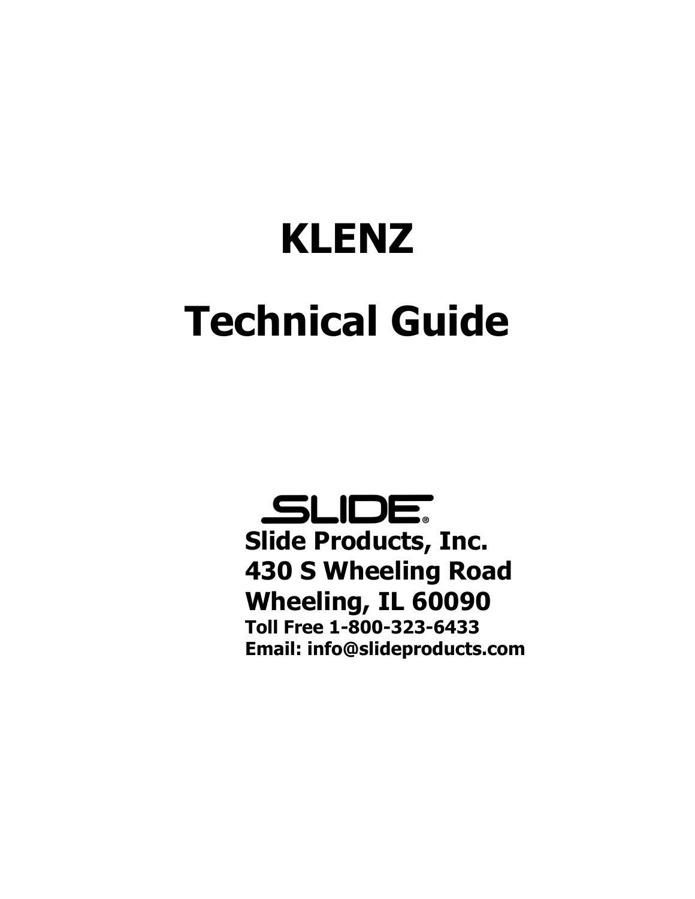# KLENZ

# Technical Guide

SLIDE®

**Slide Products, Inc.**
**430 S Wheeling Road**
**Wheeling, IL 60090**
**Toll Free 1-800-323-6433**
**Email: info@slideproducts.com**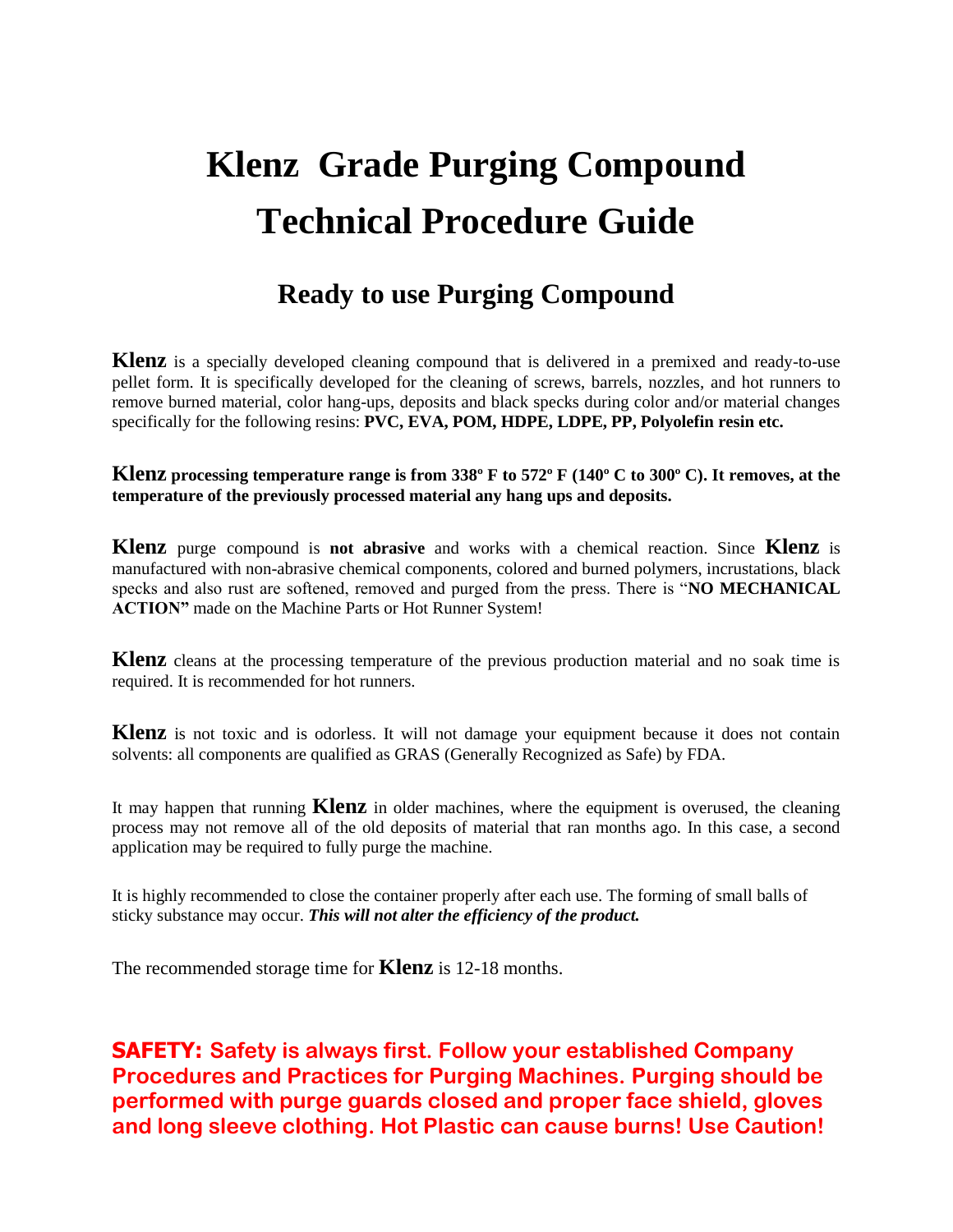// "Klenz  Grade" has double space in title; reproduce single
# Klenz Grade Purging Compound Technical Procedure Guide

## Ready to use Purging Compound

**Klenz** is a specially developed cleaning compound that is delivered in a premixed and ready-to-use pellet form. It is specifically developed for the cleaning of screws, barrels, nozzles, and hot runners to remove burned material, color hang-ups, deposits and black specks during color and/or material changes specifically for the following resins: **PVC, EVA, POM, HDPE, LDPE, PP, Polyolefin resin etc.**

**Klenz processing temperature range is from 338º F to 572º F (140º C to 300º C). It removes, at the temperature of the previously processed material any hang ups and deposits.**

**Klenz** purge compound is **not abrasive** and works with a chemical reaction. Since **Klenz** is manufactured with non-abrasive chemical components, colored and burned polymers, incrustations, black specks and also rust are softened, removed and purged from the press. There is "**NO MECHANICAL ACTION"** made on the Machine Parts or Hot Runner System!

**Klenz** cleans at the processing temperature of the previous production material and no soak time is required. It is recommended for hot runners.

**Klenz** is not toxic and is odorless. It will not damage your equipment because it does not contain solvents: all components are qualified as GRAS (Generally Recognized as Safe) by FDA.

It may happen that running **Klenz** in older machines, where the equipment is overused, the cleaning process may not remove all of the old deposits of material that ran months ago. In this case, a second application may be required to fully purge the machine.

It is highly recommended to close the container properly after each use. The forming of small balls of sticky substance may occur. ***This will not alter the efficiency of the product.***

The recommended storage time for **Klenz** is 12-18 months.

**SAFETY: Safety is always first. Follow your established Company Procedures and Practices for Purging Machines. Purging should be performed with purge guards closed and proper face shield, gloves and long sleeve clothing. Hot Plastic can cause burns! Use Caution!**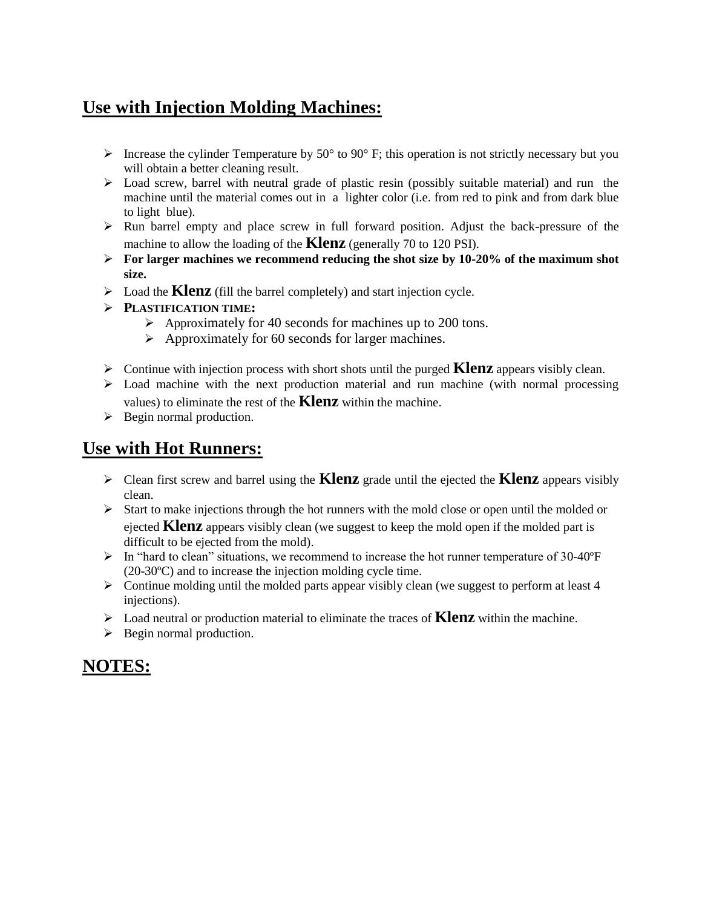## Use with Injection Molding Machines:

- Increase the cylinder Temperature by 50° to 90° F; this operation is not strictly necessary but you will obtain a better cleaning result.
- Load screw, barrel with neutral grade of plastic resin (possibly suitable material) and run the machine until the material comes out in a lighter color (i.e. from red to pink and from dark blue to light blue).
- Run barrel empty and place screw in full forward position. Adjust the back-pressure of the machine to allow the loading of the **Klenz** (generally 70 to 120 PSI).
- **For larger machines we recommend reducing the shot size by 10-20% of the maximum shot size.**
- Load the **Klenz** (fill the barrel completely) and start injection cycle.
- **PLASTIFICATION TIME:**
  - Approximately for 40 seconds for machines up to 200 tons.
  - Approximately for 60 seconds for larger machines.
- Continue with injection process with short shots until the purged **Klenz** appears visibly clean.
- Load machine with the next production material and run machine (with normal processing values) to eliminate the rest of the **Klenz** within the machine.
- Begin normal production.

## Use with Hot Runners:

- Clean first screw and barrel using the **Klenz** grade until the ejected the **Klenz** appears visibly clean.
- Start to make injections through the hot runners with the mold close or open until the molded or ejected **Klenz** appears visibly clean (we suggest to keep the mold open if the molded part is difficult to be ejected from the mold).
- In "hard to clean" situations, we recommend to increase the hot runner temperature of 30-40ºF (20-30ºC) and to increase the injection molding cycle time.
- Continue molding until the molded parts appear visibly clean (we suggest to perform at least 4 injections).
- Load neutral or production material to eliminate the traces of **Klenz** within the machine.
- Begin normal production.

## NOTES: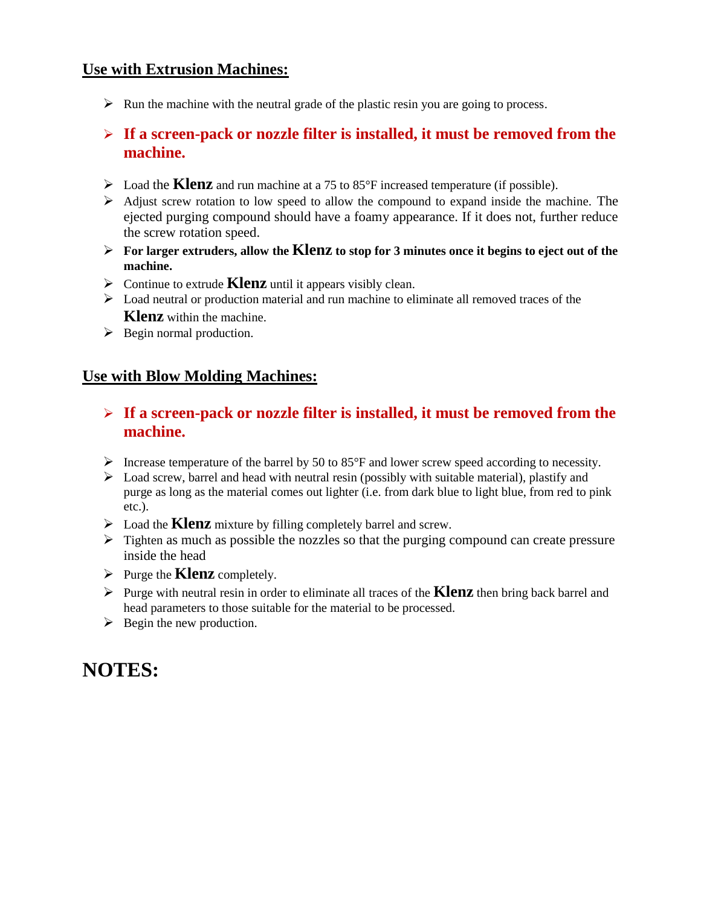## Use with Extrusion Machines:

- Run the machine with the neutral grade of the plastic resin you are going to process.
- **If a screen-pack or nozzle filter is installed, it must be removed from the machine.**
- Load the **Klenz** and run machine at a 75 to 85°F increased temperature (if possible).
- Adjust screw rotation to low speed to allow the compound to expand inside the machine. The ejected purging compound should have a foamy appearance. If it does not, further reduce the screw rotation speed.
- **For larger extruders, allow the Klenz to stop for 3 minutes once it begins to eject out of the machine.**
- Continue to extrude **Klenz** until it appears visibly clean.
- Load neutral or production material and run machine to eliminate all removed traces of the **Klenz** within the machine.
- Begin normal production.

## Use with Blow Molding Machines:

- **If a screen-pack or nozzle filter is installed, it must be removed from the machine.**
- Increase temperature of the barrel by 50 to 85°F and lower screw speed according to necessity.
- Load screw, barrel and head with neutral resin (possibly with suitable material), plastify and purge as long as the material comes out lighter (i.e. from dark blue to light blue, from red to pink etc.).
- Load the **Klenz** mixture by filling completely barrel and screw.
- Tighten as much as possible the nozzles so that the purging compound can create pressure inside the head
- Purge the **Klenz** completely.
- Purge with neutral resin in order to eliminate all traces of the **Klenz** then bring back barrel and head parameters to those suitable for the material to be processed.
- Begin the new production.

# NOTES: